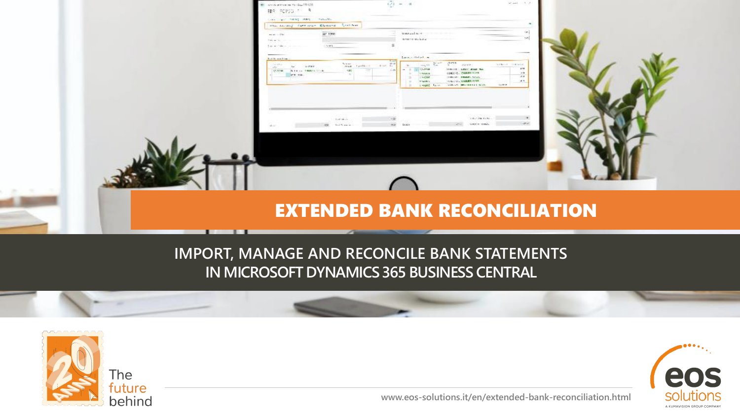# EXTENDED BANK RECONCILIATION

## IMPORT, MANAGE AND RECONCILE BANK STATEMENTS IN MICROSOFT DYNAMICS 365 BUSINESS CENTRAL

The future behind

www.eos-solutions.it/en/extended-bank-reconciliation.html

eos solutions
A KUMAVISION GROUP COMPANY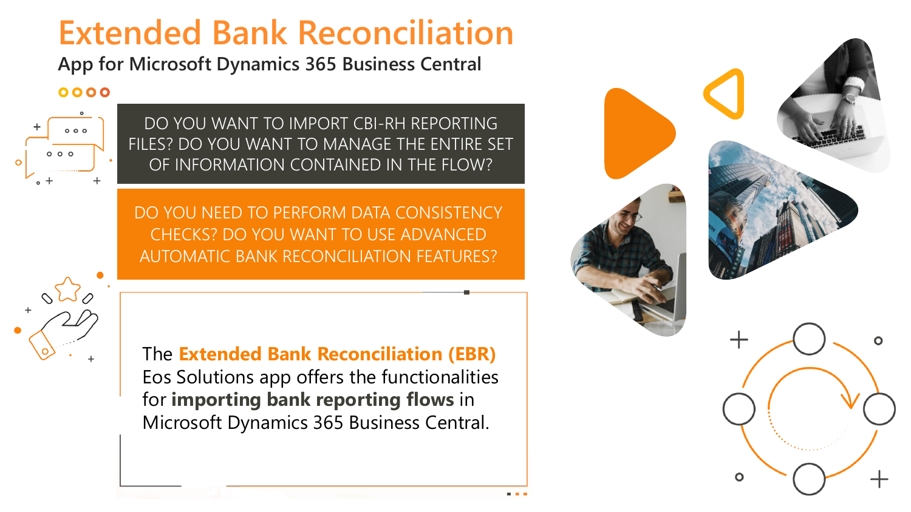# Extended Bank Reconciliation

## App for Microsoft Dynamics 365 Business Central

DO YOU WANT TO IMPORT CBI-RH REPORTING FILES? DO YOU WANT TO MANAGE THE ENTIRE SET OF INFORMATION CONTAINED IN THE FLOW?

DO YOU NEED TO PERFORM DATA CONSISTENCY CHECKS? DO YOU WANT TO USE ADVANCED AUTOMATIC BANK RECONCILIATION FEATURES?

The **Extended Bank Reconciliation (EBR)** Eos Solutions app offers the functionalities for **importing bank reporting flows** in Microsoft Dynamics 365 Business Central.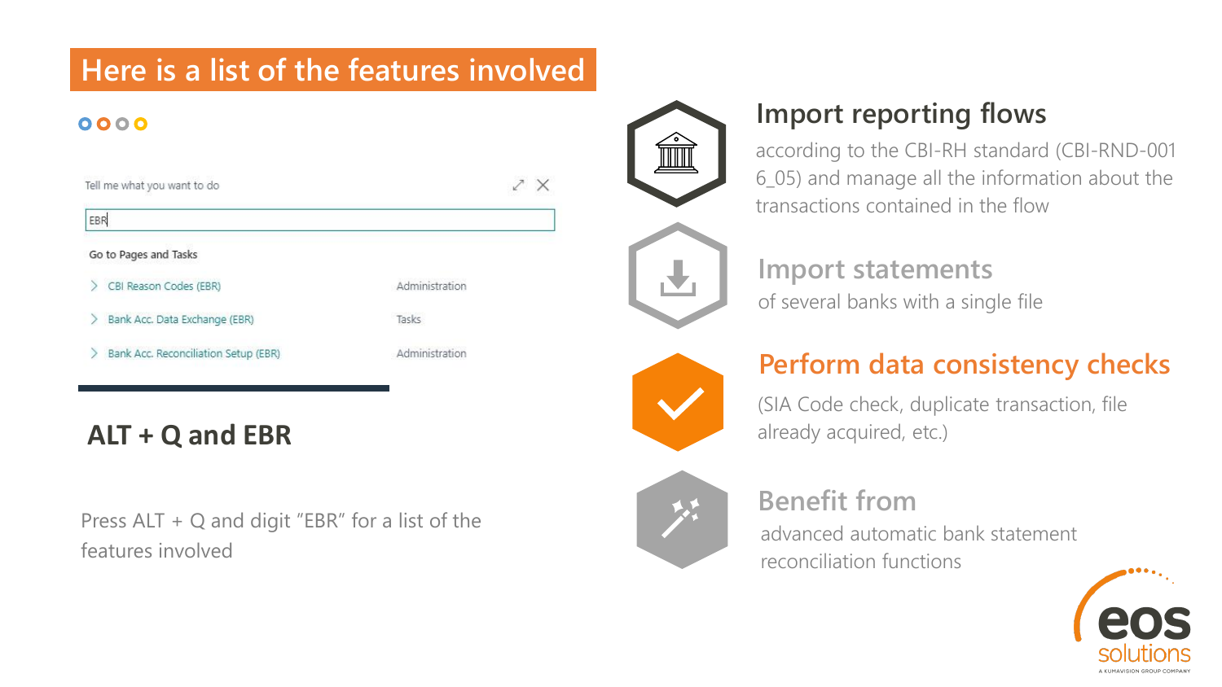## Here is a list of the features involved

Tell me what you want to do

EBR

Go to Pages and Tasks

| | |
|---|---|
| CBI Reason Codes (EBR) | Administration |
| Bank Acc. Data Exchange (EBR) | Tasks |
| Bank Acc. Reconciliation Setup (EBR) | Administration |

### ALT + Q and EBR

Press ALT + Q and digit "EBR" for a list of the features involved

### Import reporting flows

according to the CBI-RH standard (CBI-RND-0016_05) and manage all the information about the transactions contained in the flow

### Import statements

of several banks with a single file

### Perform data consistency checks

(SIA Code check, duplicate transaction, file already acquired, etc.)

### Benefit from

advanced automatic bank statement reconciliation functions

eos solutions
A KUMAVISION GROUP COMPANY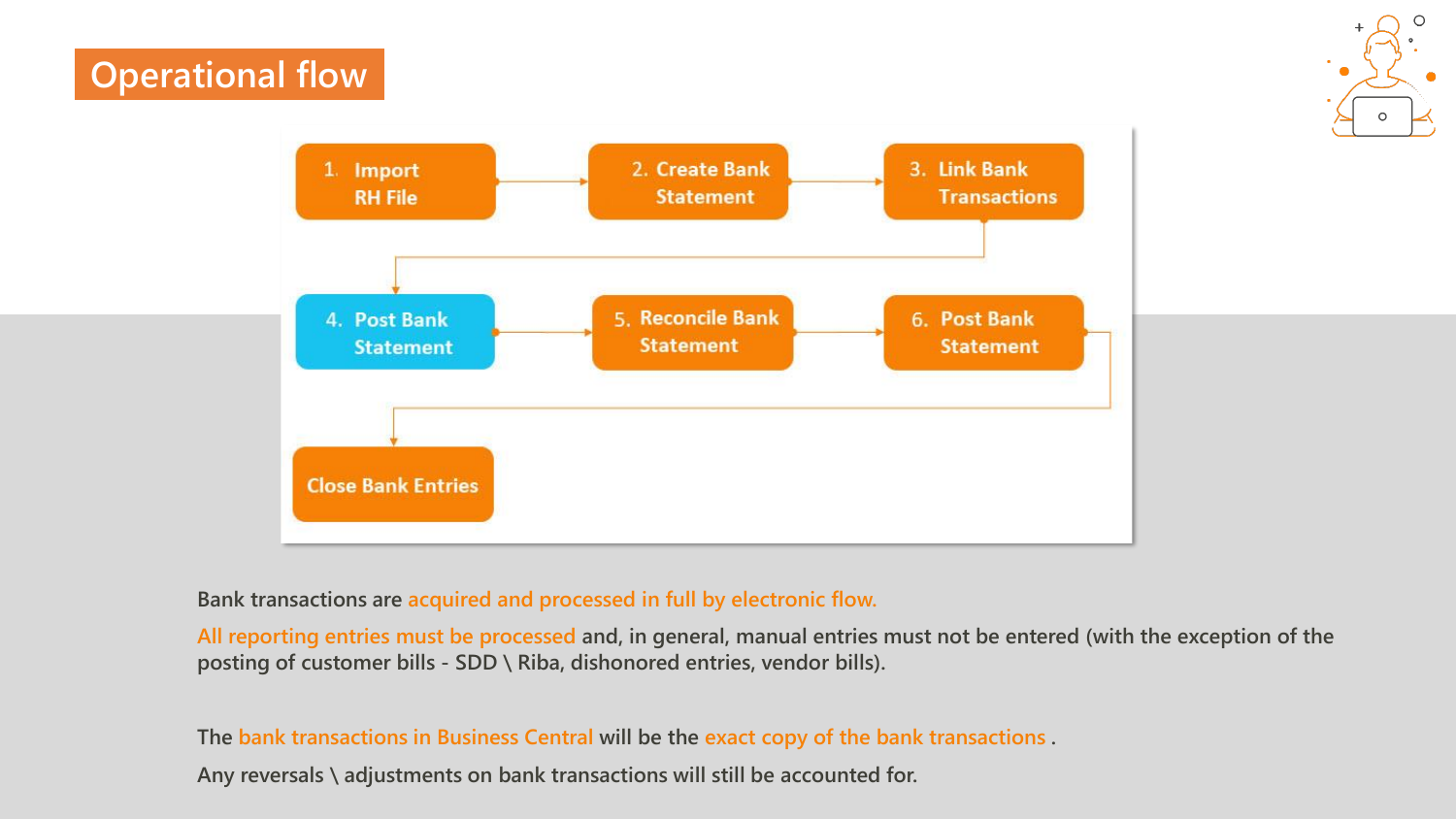# Operational flow

1. Import RH File
2. Create Bank Statement
3. Link Bank Transactions
4. Post Bank Statement
5. Reconcile Bank Statement
6. Post Bank Statement

Close Bank Entries

Bank transactions are acquired and processed in full by electronic flow.

All reporting entries must be processed and, in general, manual entries must not be entered (with the exception of the posting of customer bills - SDD \ Riba, dishonored entries, vendor bills).

The bank transactions in Business Central will be the exact copy of the bank transactions .

Any reversals \ adjustments on bank transactions will still be accounted for.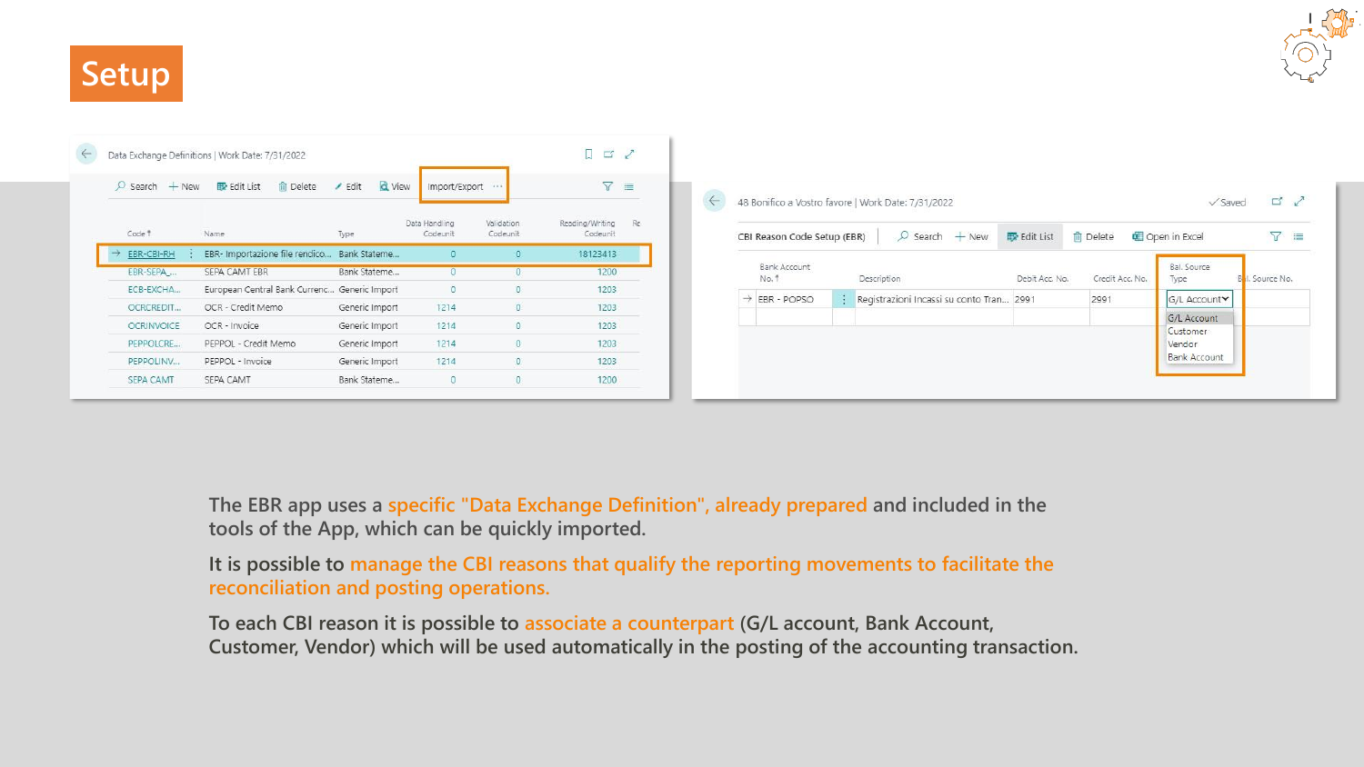# Setup

The EBR app uses a specific "Data Exchange Definition", already prepared and included in the tools of the App, which can be quickly imported.

It is possible to manage the CBI reasons that qualify the reporting movements to facilitate the reconciliation and posting operations.

To each CBI reason it is possible to associate a counterpart (G/L account, Bank Account, Customer, Vendor) which will be used automatically in the posting of the accounting transaction.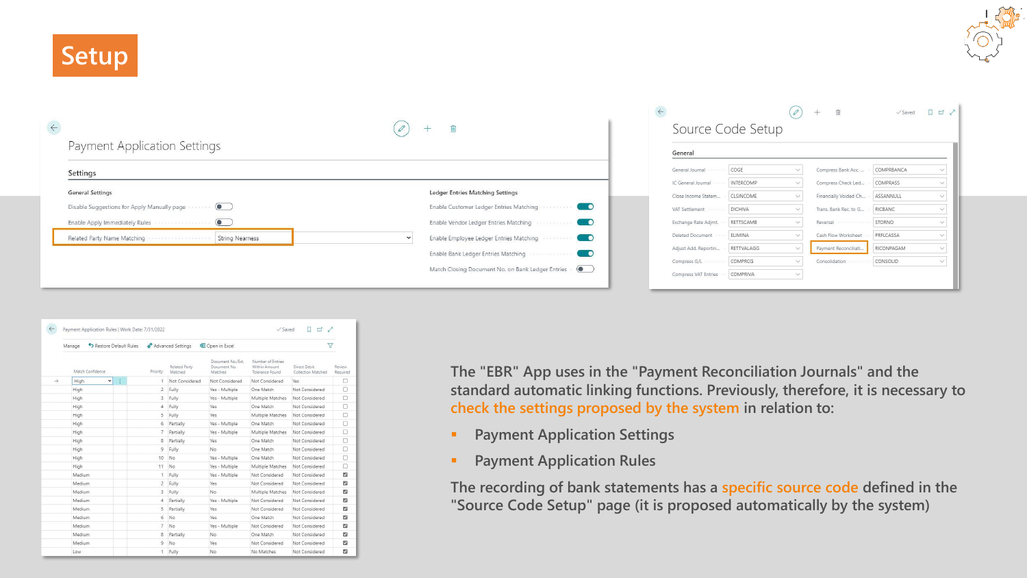# Setup

The "EBR" App uses in the "Payment Reconciliation Journals" and the standard automatic linking functions. Previously, therefore, it is necessary to check the settings proposed by the system in relation to:

- Payment Application Settings
- Payment Application Rules

The recording of bank statements has a specific source code defined in the "Source Code Setup" page (it is proposed automatically by the system)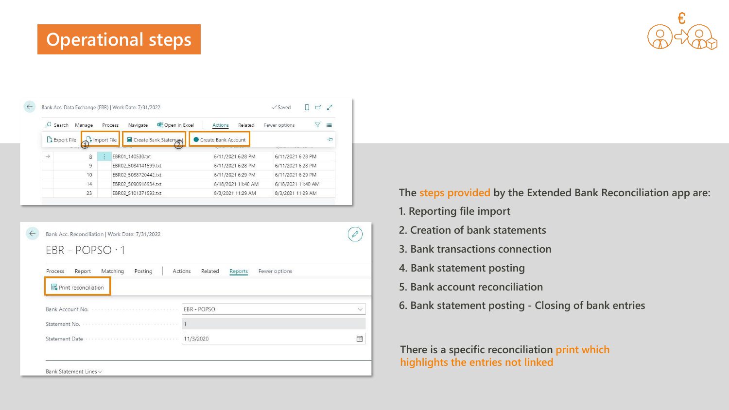# Operational steps

The steps provided by the Extended Bank Reconciliation app are:

1. Reporting file import
2. Creation of bank statements
3. Bank transactions connection
4. Bank statement posting
5. Bank account reconciliation
6. Bank statement posting - Closing of bank entries

There is a specific reconciliation print which highlights the entries not linked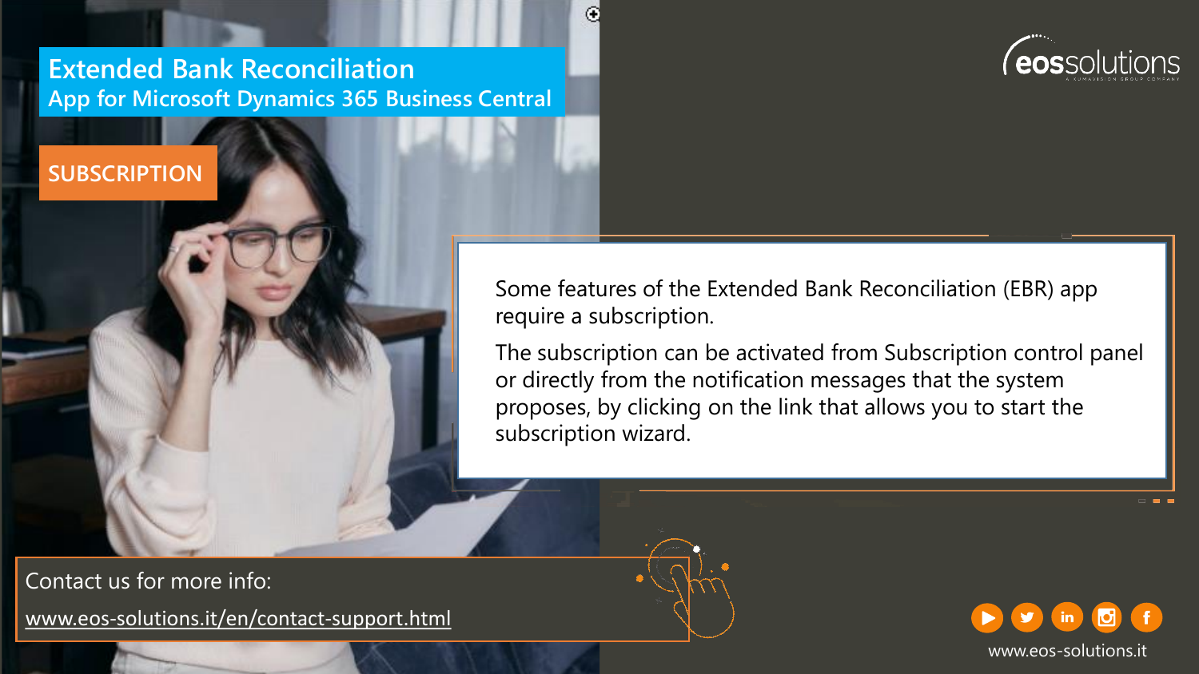# Extended Bank Reconciliation

## App for Microsoft Dynamics 365 Business Central

### SUBSCRIPTION

Some features of the Extended Bank Reconciliation (EBR) app require a subscription.

The subscription can be activated from Subscription control panel or directly from the notification messages that the system proposes, by clicking on the link that allows you to start the subscription wizard.

Contact us for more info:

www.eos-solutions.it/en/contact-support.html

www.eos-solutions.it